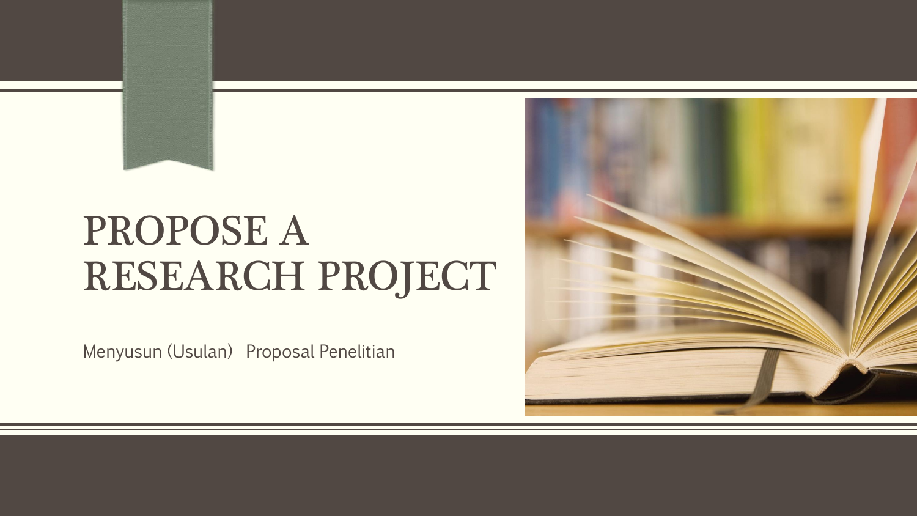# PROPOSE A RESEARCH PROJECT

Menyusun (Usulan) Proposal Penelitian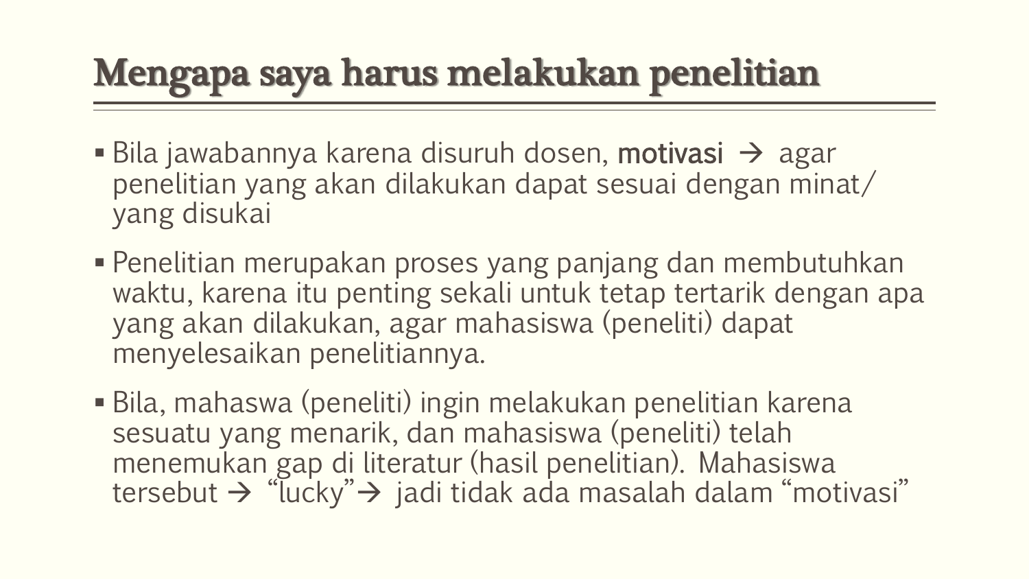# Mengapa saya harus melakukan penelitian

- Bila jawabannya karena disuruh dosen, **motivasi** → agar penelitian yang akan dilakukan dapat sesuai dengan minat/ yang disukai
- Penelitian merupakan proses yang panjang dan membutuhkan waktu, karena itu penting sekali untuk tetap tertarik dengan apa yang akan dilakukan, agar mahasiswa (peneliti) dapat menyelesaikan penelitiannya.
- Bila, mahaswa (peneliti) ingin melakukan penelitian karena sesuatu yang menarik, dan mahasiswa (peneliti) telah menemukan gap di literatur (hasil penelitian). Mahasiswa tersebut → "lucky"→ jadi tidak ada masalah dalam "motivasi"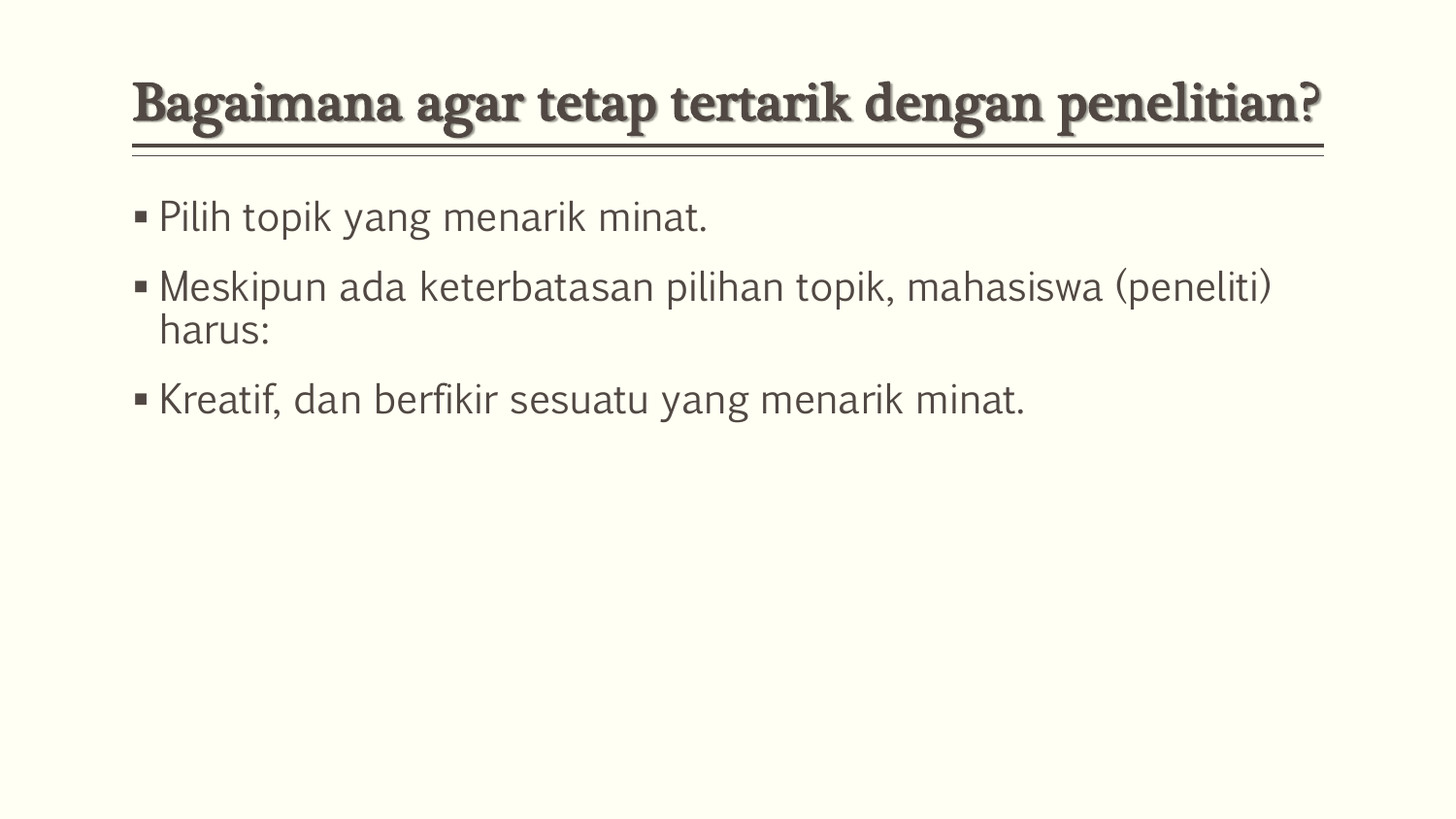# Bagaimana agar tetap tertarik dengan penelitian?

- Pilih topik yang menarik minat.
- Meskipun ada keterbatasan pilihan topik, mahasiswa (peneliti) harus:
- Kreatif, dan berfikir sesuatu yang menarik minat.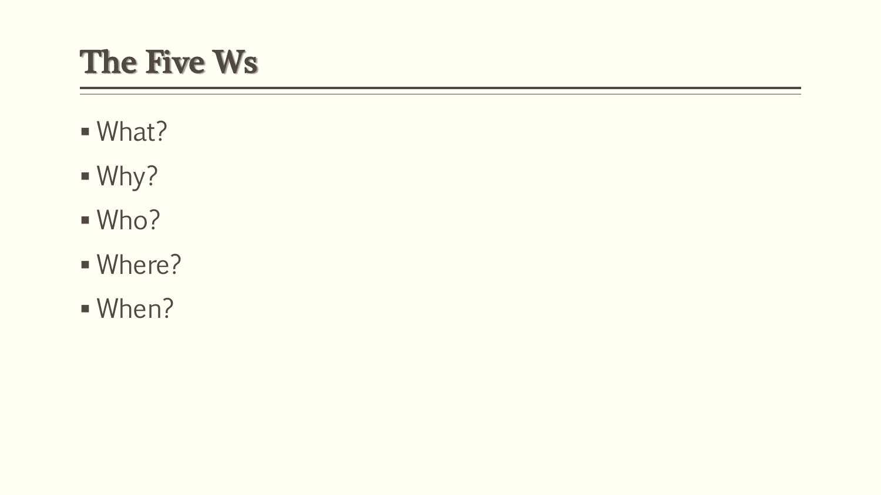# The Five Ws

- What?
- Why?
- Who?
- Where?
- When?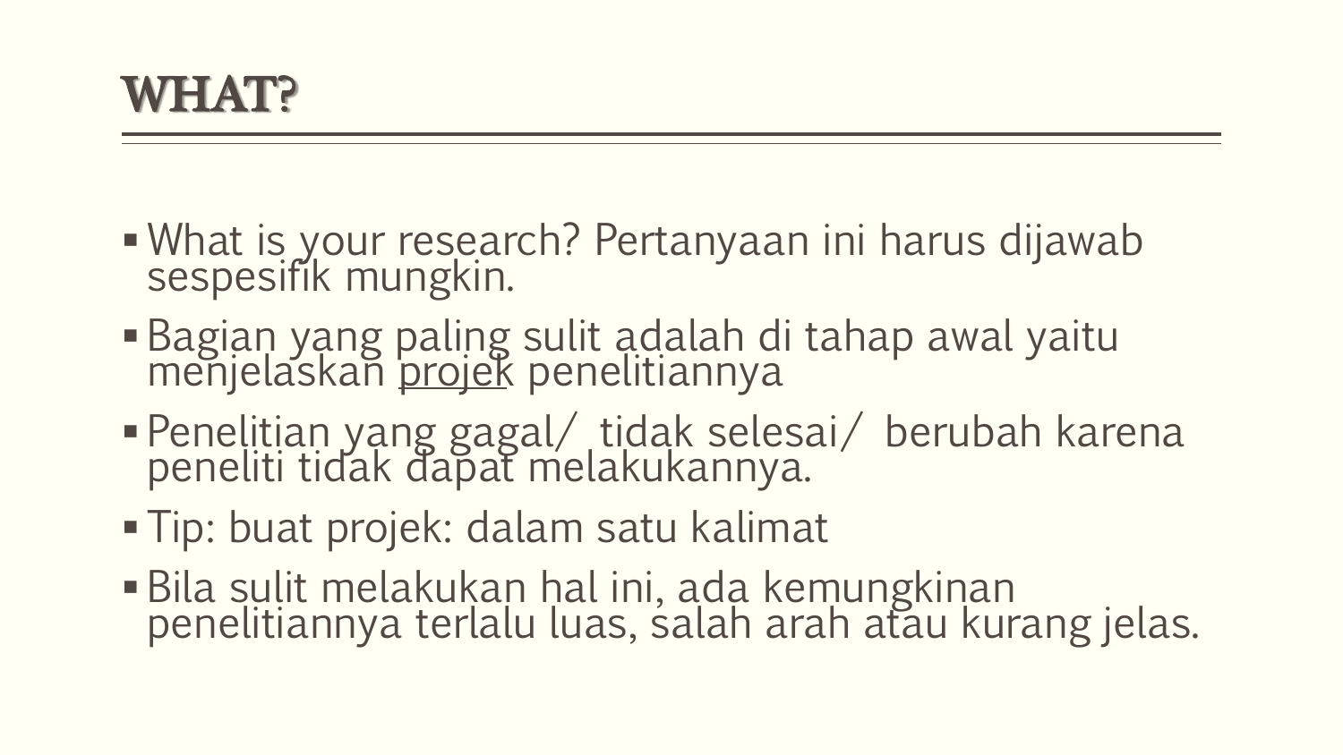# WHAT?

- What is your research? Pertanyaan ini harus dijawab sespesifik mungkin.
- Bagian yang paling sulit adalah di tahap awal yaitu menjelaskan projek penelitiannya
- Penelitian yang gagal/ tidak selesai/ berubah karena peneliti tidak dapat melakukannya.
- Tip: buat projek: dalam satu kalimat
- Bila sulit melakukan hal ini, ada kemungkinan penelitiannya terlalu luas, salah arah atau kurang jelas.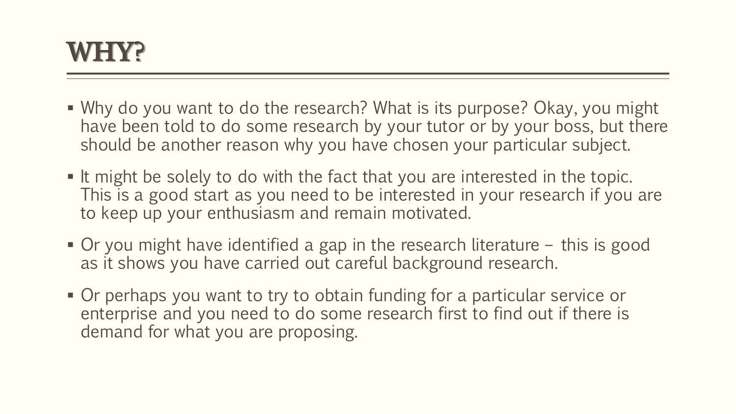# WHY?

- Why do you want to do the research? What is its purpose? Okay, you might have been told to do some research by your tutor or by your boss, but there should be another reason why you have chosen your particular subject.
- It might be solely to do with the fact that you are interested in the topic. This is a good start as you need to be interested in your research if you are to keep up your enthusiasm and remain motivated.
- Or you might have identified a gap in the research literature – this is good as it shows you have carried out careful background research.
- Or perhaps you want to try to obtain funding for a particular service or enterprise and you need to do some research first to find out if there is demand for what you are proposing.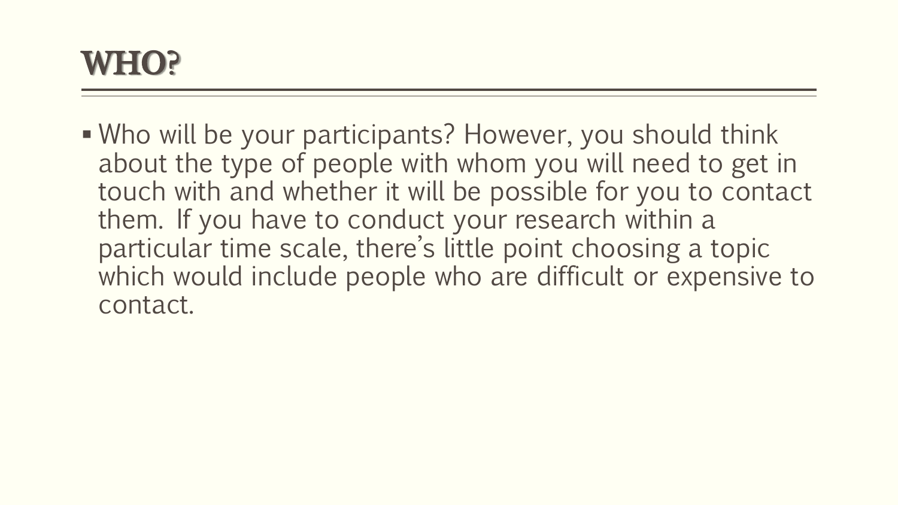# WHO?

- Who will be your participants? However, you should think about the type of people with whom you will need to get in touch with and whether it will be possible for you to contact them. If you have to conduct your research within a particular time scale, there's little point choosing a topic which would include people who are difficult or expensive to contact.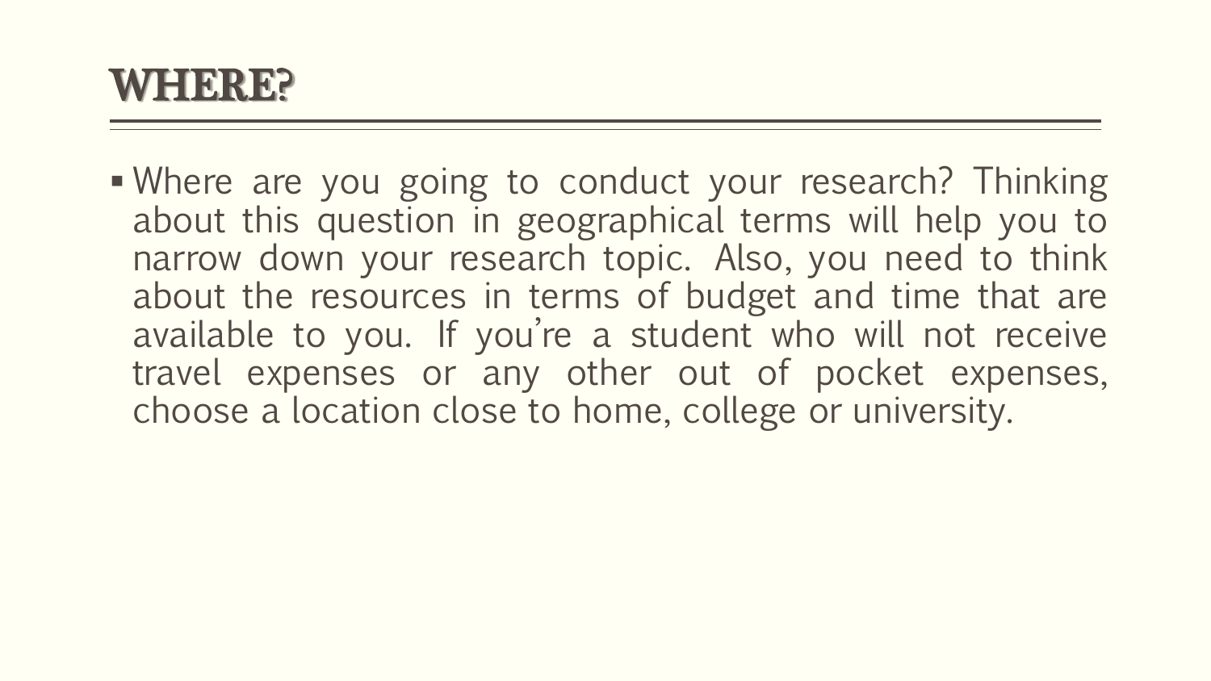# WHERE?

- Where are you going to conduct your research? Thinking about this question in geographical terms will help you to narrow down your research topic. Also, you need to think about the resources in terms of budget and time that are available to you. If you're a student who will not receive travel expenses or any other out of pocket expenses, choose a location close to home, college or university.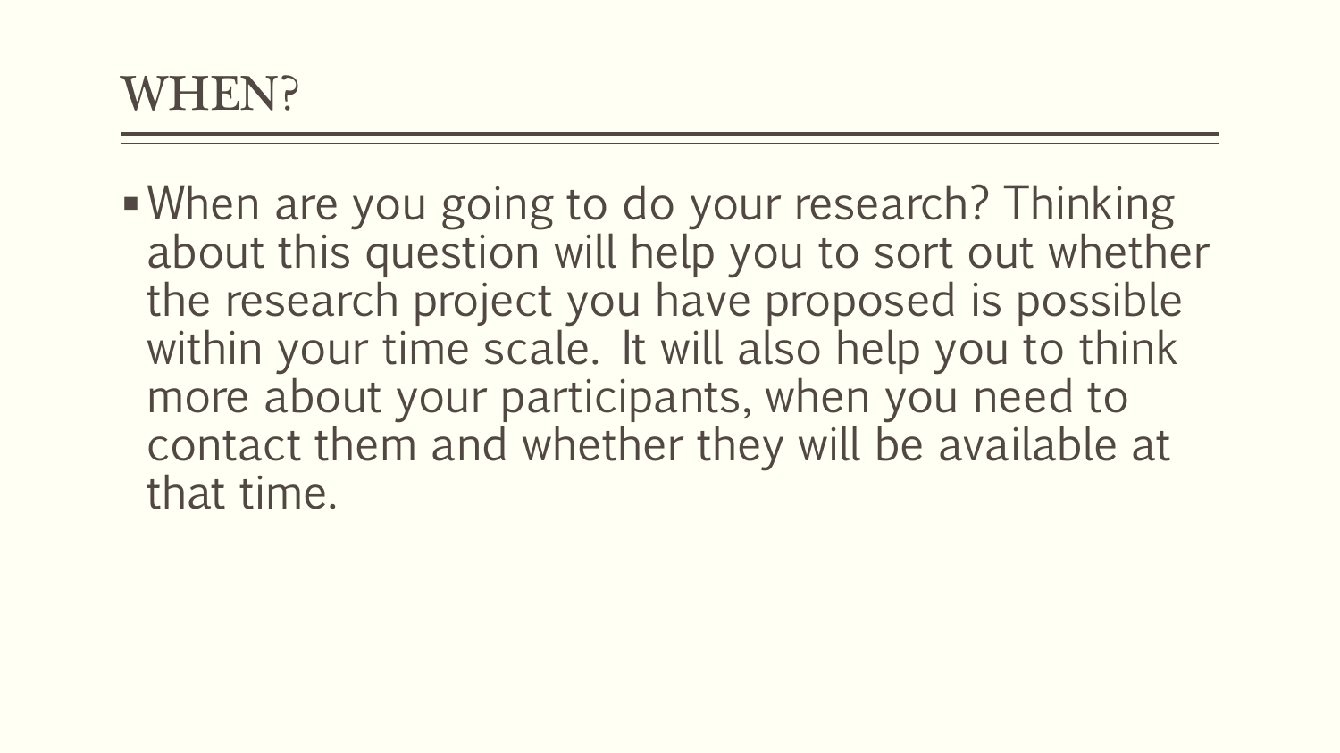# WHEN?

- When are you going to do your research? Thinking about this question will help you to sort out whether the research project you have proposed is possible within your time scale. It will also help you to think more about your participants, when you need to contact them and whether they will be available at that time.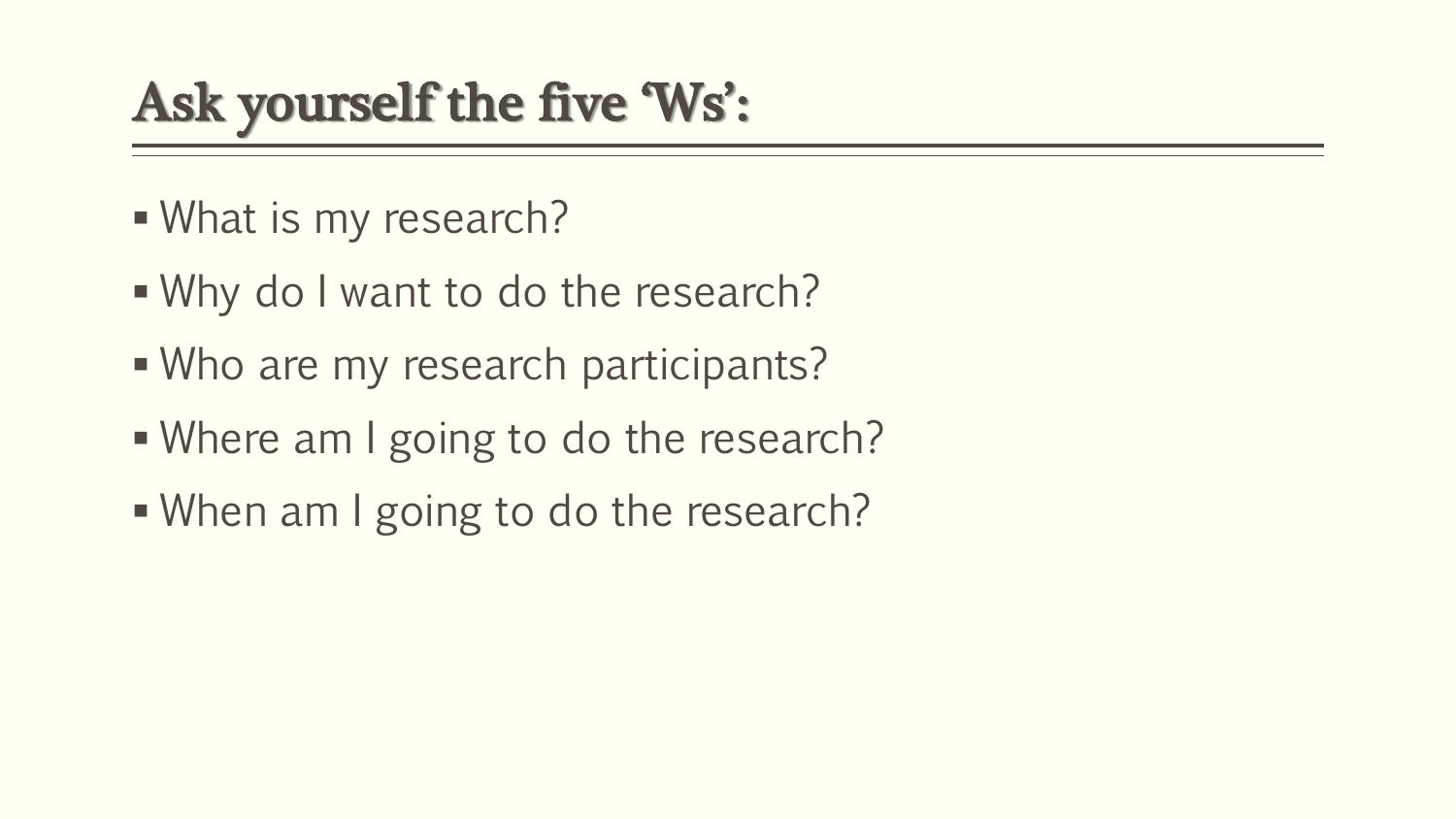# Ask yourself the five 'Ws':

- What is my research?
- Why do I want to do the research?
- Who are my research participants?
- Where am I going to do the research?
- When am I going to do the research?